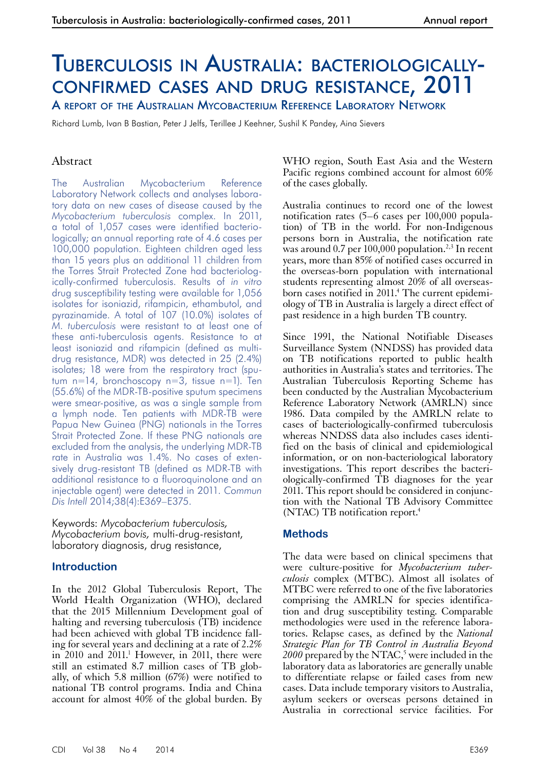# Tuberculosis in Australia: bacteriologically-confirmed cases and drug resistance, 2011

## A report of the Australian Mycobacterium Reference Laboratory Network

Richard Lumb, Ivan B Bastian, Peter J Jelfs, Terillee J Keehner, Sushil K Pandey, Aina Sievers

## Abstract

The Australian Mycobacterium Reference Laboratory Network collects and analyses laboratory data on new cases of disease caused by the *Mycobacterium tuberculosis* complex. In 2011, a total of 1,057 cases were identified bacteriologically; an annual reporting rate of 4.6 cases per 100,000 population. Eighteen children aged less than 15 years plus an additional 11 children from the Torres Strait Protected Zone had bacteriologically-confirmed tuberculosis. Results of *in vitro* drug susceptibility testing were available for 1,056 isolates for isoniazid, rifampicin, ethambutol, and pyrazinamide. A total of 107 (10.0%) isolates of *M. tuberculosis* were resistant to at least one of these anti-tuberculosis agents. Resistance to at least isoniazid and rifampicin (defined as multi-drug resistance, MDR) was detected in 25 (2.4%) isolates; 18 were from the respiratory tract (sputum n=14, bronchoscopy n=3, tissue n=1). Ten (55.6%) of the MDR-TB-positive sputum specimens were smear-positive, as was a single sample from a lymph node. Ten patients with MDR-TB were Papua New Guinea (PNG) nationals in the Torres Strait Protected Zone. If these PNG nationals are excluded from the analysis, the underlying MDR-TB rate in Australia was 1.4%. No cases of extensively drug-resistant TB (defined as MDR-TB with additional resistance to a fluoroquinolone and an injectable agent) were detected in 2011. *Commun Dis Intell* 2014;38(4):E369–E375.

Keywords: *Mycobacterium tuberculosis, Mycobacterium bovis,* multi-drug-resistant, laboratory diagnosis, drug resistance,

## Introduction

In the 2012 Global Tuberculosis Report, The World Health Organization (WHO), declared that the 2015 Millennium Development goal of halting and reversing tuberculosis (TB) incidence had been achieved with global TB incidence falling for several years and declining at a rate of 2.2% in 2010 and 2011.[1] However, in 2011, there were still an estimated 8.7 million cases of TB globally, of which 5.8 million (67%) were notified to national TB control programs. India and China account for almost 40% of the global burden. By WHO region, South East Asia and the Western Pacific regions combined account for almost 60% of the cases globally.

Australia continues to record one of the lowest notification rates (5–6 cases per 100,000 population) of TB in the world. For non-Indigenous persons born in Australia, the notification rate was around 0.7 per 100,000 population.[2,3] In recent years, more than 85% of notified cases occurred in the overseas-born population with international students representing almost 20% of all overseas-born cases notified in 2011.[4] The current epidemiology of TB in Australia is largely a direct effect of past residence in a high burden TB country.

Since 1991, the National Notifiable Diseases Surveillance System (NNDSS) has provided data on TB notifications reported to public health authorities in Australia's states and territories. The Australian Tuberculosis Reporting Scheme has been conducted by the Australian Mycobacterium Reference Laboratory Network (AMRLN) since 1986. Data compiled by the AMRLN relate to cases of bacteriologically-confirmed tuberculosis whereas NNDSS data also includes cases identified on the basis of clinical and epidemiological information, or on non-bacteriological laboratory investigations. This report describes the bacteriologically-confirmed TB diagnoses for the year 2011. This report should be considered in conjunction with the National TB Advisory Committee (NTAC) TB notification report.[4]

## Methods

The data were based on clinical specimens that were culture-positive for *Mycobacterium tuberculosis* complex (MTBC). Almost all isolates of MTBC were referred to one of the five laboratories comprising the AMRLN for species identification and drug susceptibility testing. Comparable methodologies were used in the reference laboratories. Relapse cases, as defined by the *National Strategic Plan for TB Control in Australia Beyond 2000* prepared by the NTAC,[5] were included in the laboratory data as laboratories are generally unable to differentiate relapse or failed cases from new cases. Data include temporary visitors to Australia, asylum seekers or overseas persons detained in Australia in correctional service facilities. For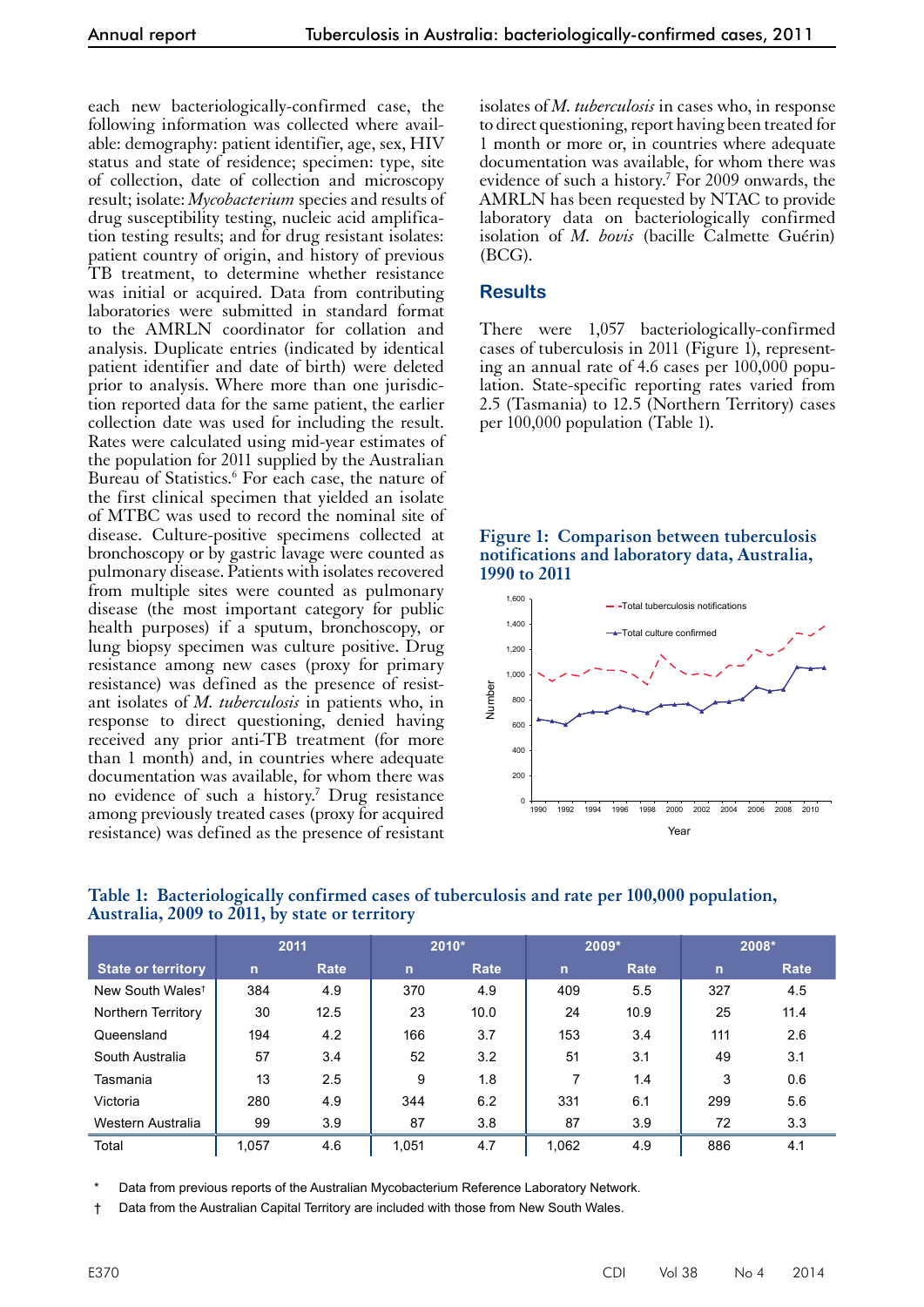each new bacteriologically-confirmed case, the following information was collected where available: demography: patient identifier, age, sex, HIV status and state of residence; specimen: type, site of collection, date of collection and microscopy result; isolate: *Mycobacterium* species and results of drug susceptibility testing, nucleic acid amplification testing results; and for drug resistant isolates: patient country of origin, and history of previous TB treatment, to determine whether resistance was initial or acquired. Data from contributing laboratories were submitted in standard format to the AMRLN coordinator for collation and analysis. Duplicate entries (indicated by identical patient identifier and date of birth) were deleted prior to analysis. Where more than one jurisdiction reported data for the same patient, the earlier collection date was used for including the result. Rates were calculated using mid-year estimates of the population for 2011 supplied by the Australian Bureau of Statistics.[6] For each case, the nature of the first clinical specimen that yielded an isolate of MTBC was used to record the nominal site of disease. Culture-positive specimens collected at bronchoscopy or by gastric lavage were counted as pulmonary disease. Patients with isolates recovered from multiple sites were counted as pulmonary disease (the most important category for public health purposes) if a sputum, bronchoscopy, or lung biopsy specimen was culture positive. Drug resistance among new cases (proxy for primary resistance) was defined as the presence of resistant isolates of *M. tuberculosis* in patients who, in response to direct questioning, denied having received any prior anti-TB treatment (for more than 1 month) and, in countries where adequate documentation was available, for whom there was no evidence of such a history.[7] Drug resistance among previously treated cases (proxy for acquired resistance) was defined as the presence of resistant isolates of *M. tuberculosis* in cases who, in response to direct questioning, report having been treated for 1 month or more or, in countries where adequate documentation was available, for whom there was evidence of such a history.[7] For 2009 onwards, the AMRLN has been requested by NTAC to provide laboratory data on bacteriologically confirmed isolation of *M. bovis* (bacille Calmette Guérin) (BCG).

## Results

There were 1,057 bacteriologically-confirmed cases of tuberculosis in 2011 (Figure 1), representing an annual rate of 4.6 cases per 100,000 population. State-specific reporting rates varied from 2.5 (Tasmania) to 12.5 (Northern Territory) cases per 100,000 population (Table 1).

**Figure 1: Comparison between tuberculosis notifications and laboratory data, Australia, 1990 to 2011**

**Table 1: Bacteriologically confirmed cases of tuberculosis and rate per 100,000 population, Australia, 2009 to 2011, by state or territory**

| | 2011 | | 2010* | | 2009* | | 2008* | |
|---|---|---|---|---|---|---|---|---|
| State or territory | n | Rate | n | Rate | n | Rate | n | Rate |
| New South Wales† | 384 | 4.9 | 370 | 4.9 | 409 | 5.5 | 327 | 4.5 |
| Northern Territory | 30 | 12.5 | 23 | 10.0 | 24 | 10.9 | 25 | 11.4 |
| Queensland | 194 | 4.2 | 166 | 3.7 | 153 | 3.4 | 111 | 2.6 |
| South Australia | 57 | 3.4 | 52 | 3.2 | 51 | 3.1 | 49 | 3.1 |
| Tasmania | 13 | 2.5 | 9 | 1.8 | 7 | 1.4 | 3 | 0.6 |
| Victoria | 280 | 4.9 | 344 | 6.2 | 331 | 6.1 | 299 | 5.6 |
| Western Australia | 99 | 3.9 | 87 | 3.8 | 87 | 3.9 | 72 | 3.3 |
| Total | 1,057 | 4.6 | 1,051 | 4.7 | 1,062 | 4.9 | 886 | 4.1 |

\* Data from previous reports of the Australian Mycobacterium Reference Laboratory Network.

† Data from the Australian Capital Territory are included with those from New South Wales.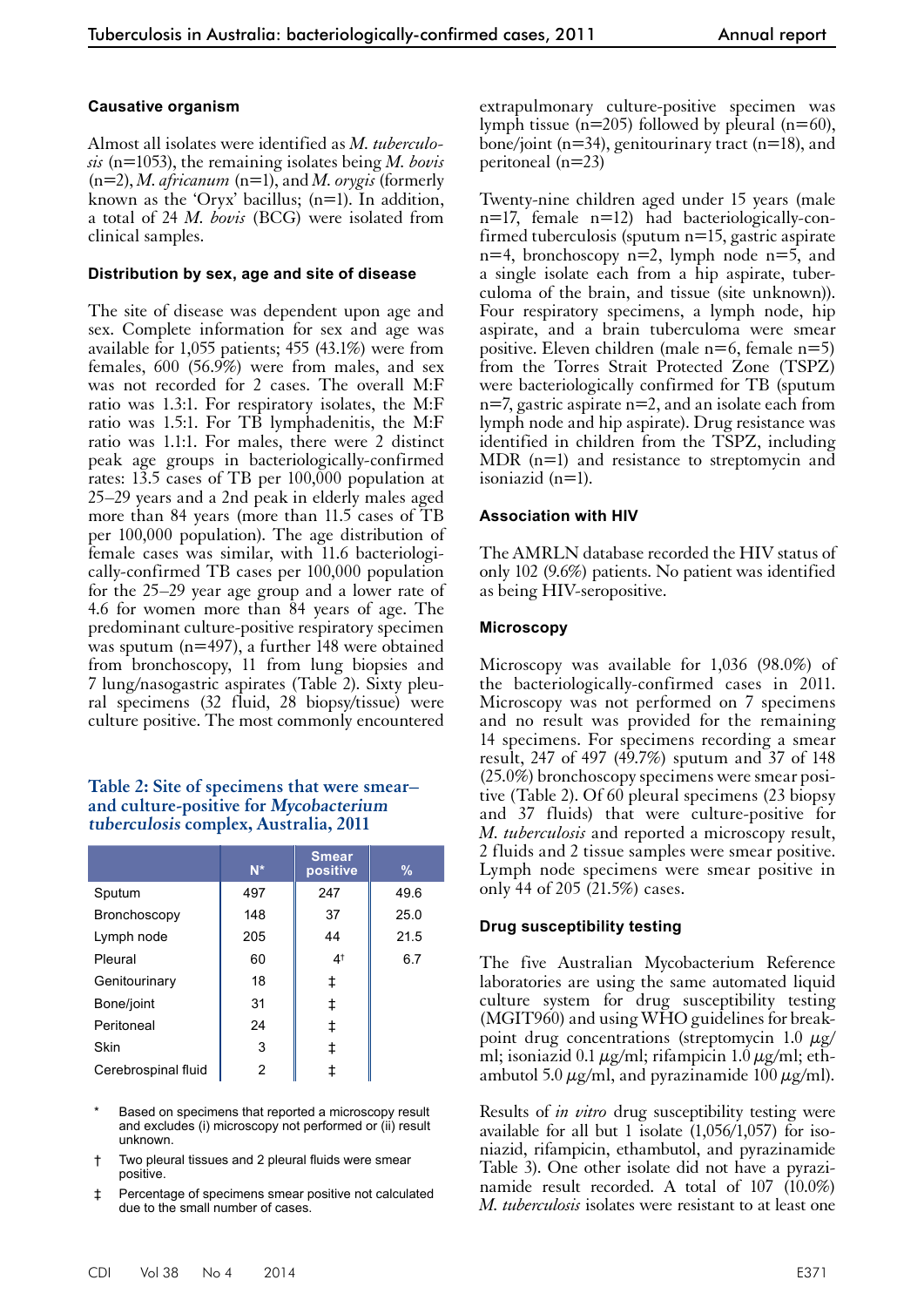### Causative organism

Almost all isolates were identified as *M. tuberculosis* (n=1053), the remaining isolates being *M. bovis* (n=2), *M. africanum* (n=1), and *M. orygis* (formerly known as the 'Oryx' bacillus; (n=1). In addition, a total of 24 *M. bovis* (BCG) were isolated from clinical samples.

### Distribution by sex, age and site of disease

The site of disease was dependent upon age and sex. Complete information for sex and age was available for 1,055 patients; 455 (43.1%) were from females, 600 (56.9%) were from males, and sex was not recorded for 2 cases. The overall M:F ratio was 1.3:1. For respiratory isolates, the M:F ratio was 1.5:1. For TB lymphadenitis, the M:F ratio was 1.1:1. For males, there were 2 distinct peak age groups in bacteriologically-confirmed rates: 13.5 cases of TB per 100,000 population at 25–29 years and a 2nd peak in elderly males aged more than 84 years (more than 11.5 cases of TB per 100,000 population). The age distribution of female cases was similar, with 11.6 bacteriologically-confirmed TB cases per 100,000 population for the 25–29 year age group and a lower rate of 4.6 for women more than 84 years of age. The predominant culture-positive respiratory specimen was sputum (n=497), a further 148 were obtained from bronchoscopy, 11 from lung biopsies and 7 lung/nasogastric aspirates (Table 2). Sixty pleural specimens (32 fluid, 28 biopsy/tissue) were culture positive. The most commonly encountered extrapulmonary culture-positive specimen was lymph tissue (n=205) followed by pleural (n=60), bone/joint (n=34), genitourinary tract (n=18), and peritoneal (n=23)

**Table 2: Site of specimens that were smear– and culture-positive for *Mycobacterium tuberculosis* complex, Australia, 2011**

| | N* | Smear positive | % |
|---|---|---|---|
| Sputum | 497 | 247 | 49.6 |
| Bronchoscopy | 148 | 37 | 25.0 |
| Lymph node | 205 | 44 | 21.5 |
| Pleural | 60 | 4† | 6.7 |
| Genitourinary | 18 | ‡ | |
| Bone/joint | 31 | ‡ | |
| Peritoneal | 24 | ‡ | |
| Skin | 3 | ‡ | |
| Cerebrospinal fluid | 2 | ‡ | |

\* Based on specimens that reported a microscopy result and excludes (i) microscopy not performed or (ii) result unknown.

† Two pleural tissues and 2 pleural fluids were smear positive.

‡ Percentage of specimens smear positive not calculated due to the small number of cases.

Twenty-nine children aged under 15 years (male n=17, female n=12) had bacteriologically-confirmed tuberculosis (sputum n=15, gastric aspirate n=4, bronchoscopy n=2, lymph node n=5, and a single isolate each from a hip aspirate, tuberculoma of the brain, and tissue (site unknown)). Four respiratory specimens, a lymph node, hip aspirate, and a brain tuberculoma were smear positive. Eleven children (male n=6, female n=5) from the Torres Strait Protected Zone (TSPZ) were bacteriologically confirmed for TB (sputum n=7, gastric aspirate n=2, and an isolate each from lymph node and hip aspirate). Drug resistance was identified in children from the TSPZ, including MDR (n=1) and resistance to streptomycin and isoniazid (n=1).

### Association with HIV

The AMRLN database recorded the HIV status of only 102 (9.6%) patients. No patient was identified as being HIV-seropositive.

### Microscopy

Microscopy was available for 1,036 (98.0%) of the bacteriologically-confirmed cases in 2011. Microscopy was not performed on 7 specimens and no result was provided for the remaining 14 specimens. For specimens recording a smear result, 247 of 497 (49.7%) sputum and 37 of 148 (25.0%) bronchoscopy specimens were smear positive (Table 2). Of 60 pleural specimens (23 biopsy and 37 fluids) that were culture-positive for *M. tuberculosis* and reported a microscopy result, 2 fluids and 2 tissue samples were smear positive. Lymph node specimens were smear positive in only 44 of 205 (21.5%) cases.

### Drug susceptibility testing

The five Australian Mycobacterium Reference laboratories are using the same automated liquid culture system for drug susceptibility testing (MGIT960) and using WHO guidelines for breakpoint drug concentrations (streptomycin 1.0 µg/ml; isoniazid 0.1 µg/ml; rifampicin 1.0 µg/ml; ethambutol 5.0 µg/ml, and pyrazinamide 100 µg/ml).

Results of *in vitro* drug susceptibility testing were available for all but 1 isolate (1,056/1,057) for isoniazid, rifampicin, ethambutol, and pyrazinamide Table 3). One other isolate did not have a pyrazinamide result recorded. A total of 107 (10.0%) *M. tuberculosis* isolates were resistant to at least one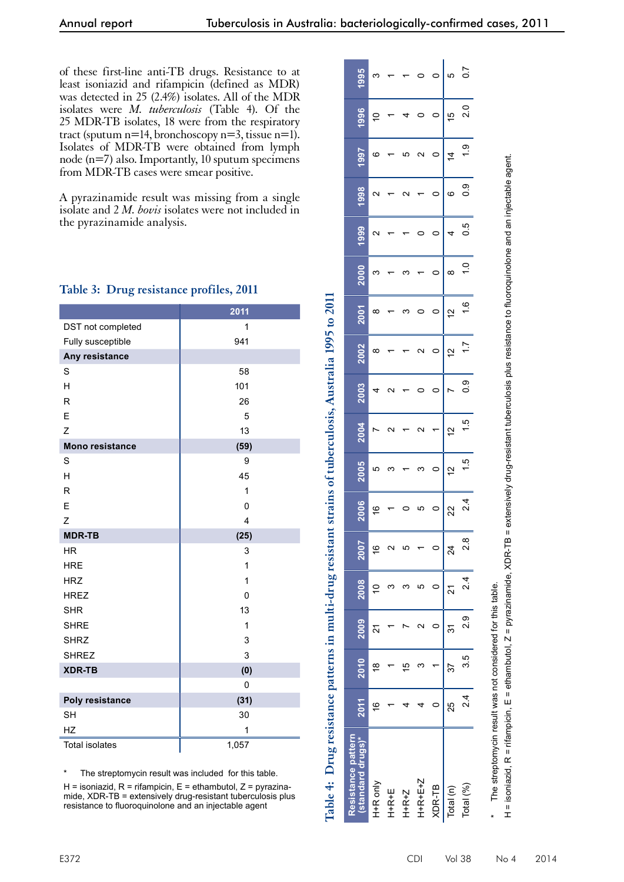of these first-line anti-TB drugs. Resistance to at least isoniazid and rifampicin (defined as MDR) was detected in 25 (2.4%) isolates. All of the MDR isolates were *M. tuberculosis* (Table 4). Of the 25 MDR-TB isolates, 18 were from the respiratory tract (sputum n=14, bronchoscopy n=3, tissue n=1). Isolates of MDR-TB were obtained from lymph node (n=7) also. Importantly, 10 sputum specimens from MDR-TB cases were smear positive.

A pyrazinamide result was missing from a single isolate and 2 *M. bovis* isolates were not included in the pyrazinamide analysis.

### Table 3: Drug resistance profiles, 2011

| | 2011 |
|---|---|
| DST not completed | 1 |
| Fully susceptible | 941 |
| **Any resistance** | |
| S | 58 |
| H | 101 |
| R | 26 |
| E | 5 |
| Z | 13 |
| **Mono resistance** | **(59)** |
| S | 9 |
| H | 45 |
| R | 1 |
| E | 0 |
| Z | 4 |
| **MDR-TB** | **(25)** |
| HR | 3 |
| HRE | 1 |
| HRZ | 1 |
| HREZ | 0 |
| SHR | 13 |
| SHRE | 1 |
| SHRZ | 3 |
| SHREZ | 3 |
| **XDR-TB** | **(0)** |
| | 0 |
| **Poly resistance** | **(31)** |
| SH | 30 |
| HZ | 1 |
| Total isolates | 1,057 |

\* The streptomycin result was included for this table.

H = isoniazid, R = rifampicin, E = ethambutol, Z = pyrazinamide, XDR-TB = extensively drug-resistant tuberculosis plus resistance to fluoroquinolone and an injectable agent

### Table 4: Drug resistance patterns in multi-drug resistant strains of tuberculosis, Australia 1995 to 2011

| Resistance pattern (standard drugs)* | 2011 | 2010 | 2009 | 2008 | 2007 | 2006 | 2005 | 2004 | 2003 | 2002 | 2001 | 2000 | 1999 | 1998 | 1997 | 1996 | 1995 |
|---|---|---|---|---|---|---|---|---|---|---|---|---|---|---|---|---|---|
| H+R only | 16 | 18 | 21 | 10 | 16 | 16 | 5 | 7 | 4 | 8 | 8 | 3 | 2 | 2 | 6 | 10 | 3 |
| H+R+E | 1 | 1 | 1 | 3 | 2 | 1 | 3 | 2 | 2 | 1 | 1 | 1 | 1 | 1 | 1 | 1 | 1 |
| H+R+Z | 4 | 15 | 7 | 3 | 5 | 0 | 1 | 1 | 1 | 1 | 3 | 3 | 1 | 2 | 5 | 4 | 1 |
| H+R+E+Z | 4 | 3 | 2 | 5 | 1 | 5 | 3 | 2 | 0 | 2 | 0 | 1 | 0 | 1 | 2 | 0 | 0 |
| XDR-TB | 0 | 1 | 0 | 0 | 0 | 0 | 0 | 1 | 0 | 0 | 0 | 0 | 0 | 0 | 0 | 0 | 0 |
| Total (n) | 25 | 37 | 31 | 21 | 24 | 22 | 12 | 12 | 7 | 12 | 12 | 8 | 4 | 6 | 14 | 15 | 5 |
| Total (%) | 2.4 | 3.5 | 2.9 | 2.4 | 2.8 | 2.4 | 1.5 | 1.5 | 0.9 | 1.7 | 1.6 | 1.0 | 0.5 | 0.9 | 1.9 | 2.0 | 0.7 |

\* The streptomycin result was not considered for this table.

H = isoniazid, R = rifampicin, E = ethambutol, Z = pyrazinamide, XDR-TB = extensively drug-resistant tuberculosis plus resistance to fluoroquinolone and an injectable agent.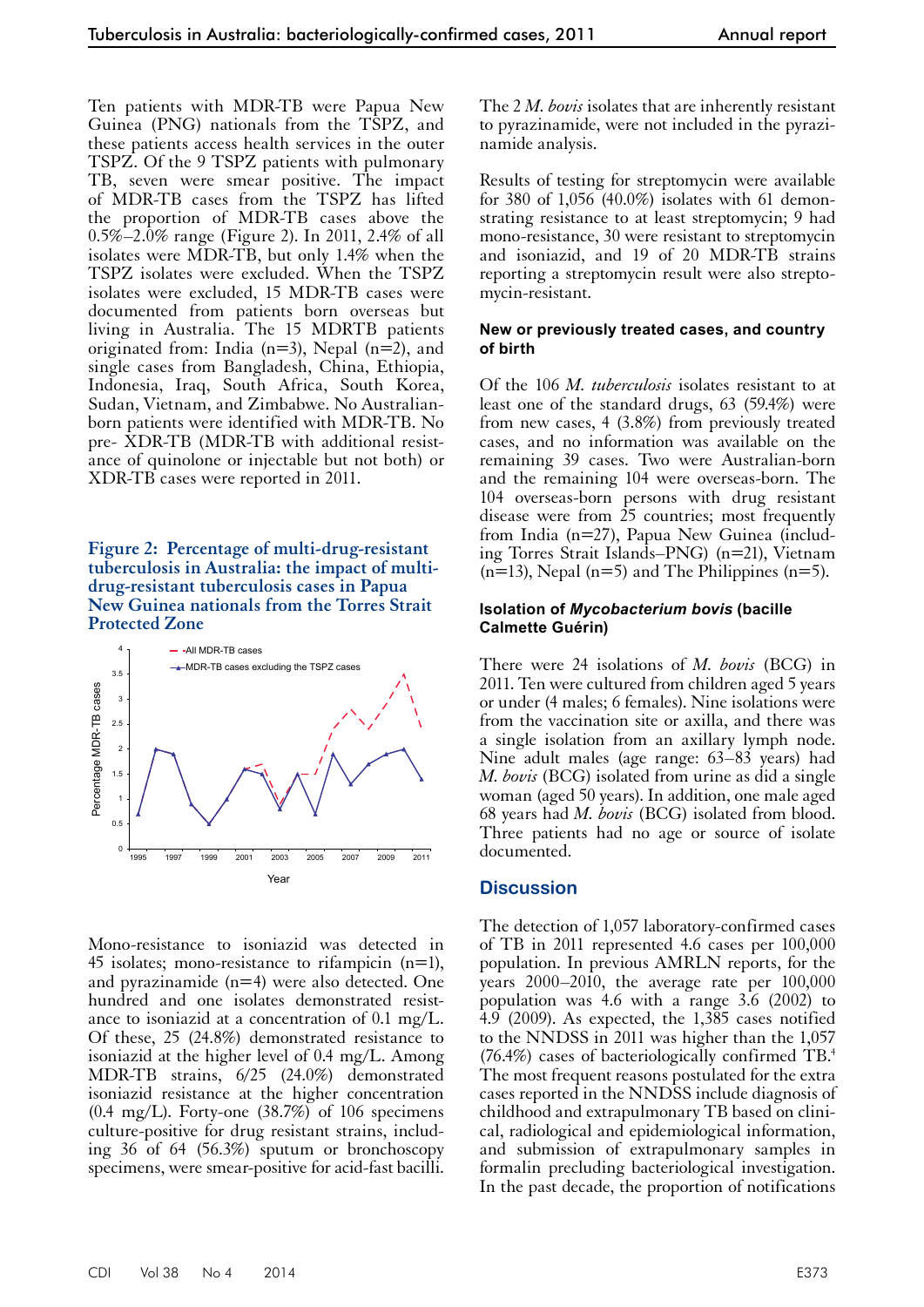Ten patients with MDR-TB were Papua New Guinea (PNG) nationals from the TSPZ, and these patients access health services in the outer TSPZ. Of the 9 TSPZ patients with pulmonary TB, seven were smear positive. The impact of MDR-TB cases from the TSPZ has lifted the proportion of MDR-TB cases above the 0.5%–2.0% range (Figure 2). In 2011, 2.4% of all isolates were MDR-TB, but only 1.4% when the TSPZ isolates were excluded. When the TSPZ isolates were excluded, 15 MDR-TB cases were documented from patients born overseas but living in Australia. The 15 MDRTB patients originated from: India (n=3), Nepal (n=2), and single cases from Bangladesh, China, Ethiopia, Indonesia, Iraq, South Africa, South Korea, Sudan, Vietnam, and Zimbabwe. No Australian-born patients were identified with MDR-TB. No pre- XDR-TB (MDR-TB with additional resistance of quinolone or injectable but not both) or XDR-TB cases were reported in 2011.

**Figure 2: Percentage of multi-drug-resistant tuberculosis in Australia: the impact of multi-drug-resistant tuberculosis cases in Papua New Guinea nationals from the Torres Strait Protected Zone**

Mono-resistance to isoniazid was detected in 45 isolates; mono-resistance to rifampicin (n=1), and pyrazinamide (n=4) were also detected. One hundred and one isolates demonstrated resistance to isoniazid at a concentration of 0.1 mg/L. Of these, 25 (24.8%) demonstrated resistance to isoniazid at the higher level of 0.4 mg/L. Among MDR-TB strains, 6/25 (24.0%) demonstrated isoniazid resistance at the higher concentration (0.4 mg/L). Forty-one (38.7%) of 106 specimens culture-positive for drug resistant strains, including 36 of 64 (56.3%) sputum or bronchoscopy specimens, were smear-positive for acid-fast bacilli.

The 2 *M. bovis* isolates that are inherently resistant to pyrazinamide, were not included in the pyrazinamide analysis.

Results of testing for streptomycin were available for 380 of 1,056 (40.0%) isolates with 61 demonstrating resistance to at least streptomycin; 9 had mono-resistance, 30 were resistant to streptomycin and isoniazid, and 19 of 20 MDR-TB strains reporting a streptomycin result were also streptomycin-resistant.

#### New or previously treated cases, and country of birth

Of the 106 *M. tuberculosis* isolates resistant to at least one of the standard drugs, 63 (59.4%) were from new cases, 4 (3.8%) from previously treated cases, and no information was available on the remaining 39 cases. Two were Australian-born and the remaining 104 were overseas-born. The 104 overseas-born persons with drug resistant disease were from 25 countries; most frequently from India (n=27), Papua New Guinea (including Torres Strait Islands–PNG) (n=21), Vietnam (n=13), Nepal (n=5) and The Philippines (n=5).

#### Isolation of *Mycobacterium bovis* (bacille Calmette Guérin)

There were 24 isolations of *M. bovis* (BCG) in 2011. Ten were cultured from children aged 5 years or under (4 males; 6 females). Nine isolations were from the vaccination site or axilla, and there was a single isolation from an axillary lymph node. Nine adult males (age range: 63–83 years) had *M. bovis* (BCG) isolated from urine as did a single woman (aged 50 years). In addition, one male aged 68 years had *M. bovis* (BCG) isolated from blood. Three patients had no age or source of isolate documented.

## Discussion

The detection of 1,057 laboratory-confirmed cases of TB in 2011 represented 4.6 cases per 100,000 population. In previous AMRLN reports, for the years 2000–2010, the average rate per 100,000 population was 4.6 with a range 3.6 (2002) to 4.9 (2009). As expected, the 1,385 cases notified to the NNDSS in 2011 was higher than the 1,057 (76.4%) cases of bacteriologically confirmed TB.[4] The most frequent reasons postulated for the extra cases reported in the NNDSS include diagnosis of childhood and extrapulmonary TB based on clinical, radiological and epidemiological information, and submission of extrapulmonary samples in formalin precluding bacteriological investigation. In the past decade, the proportion of notifications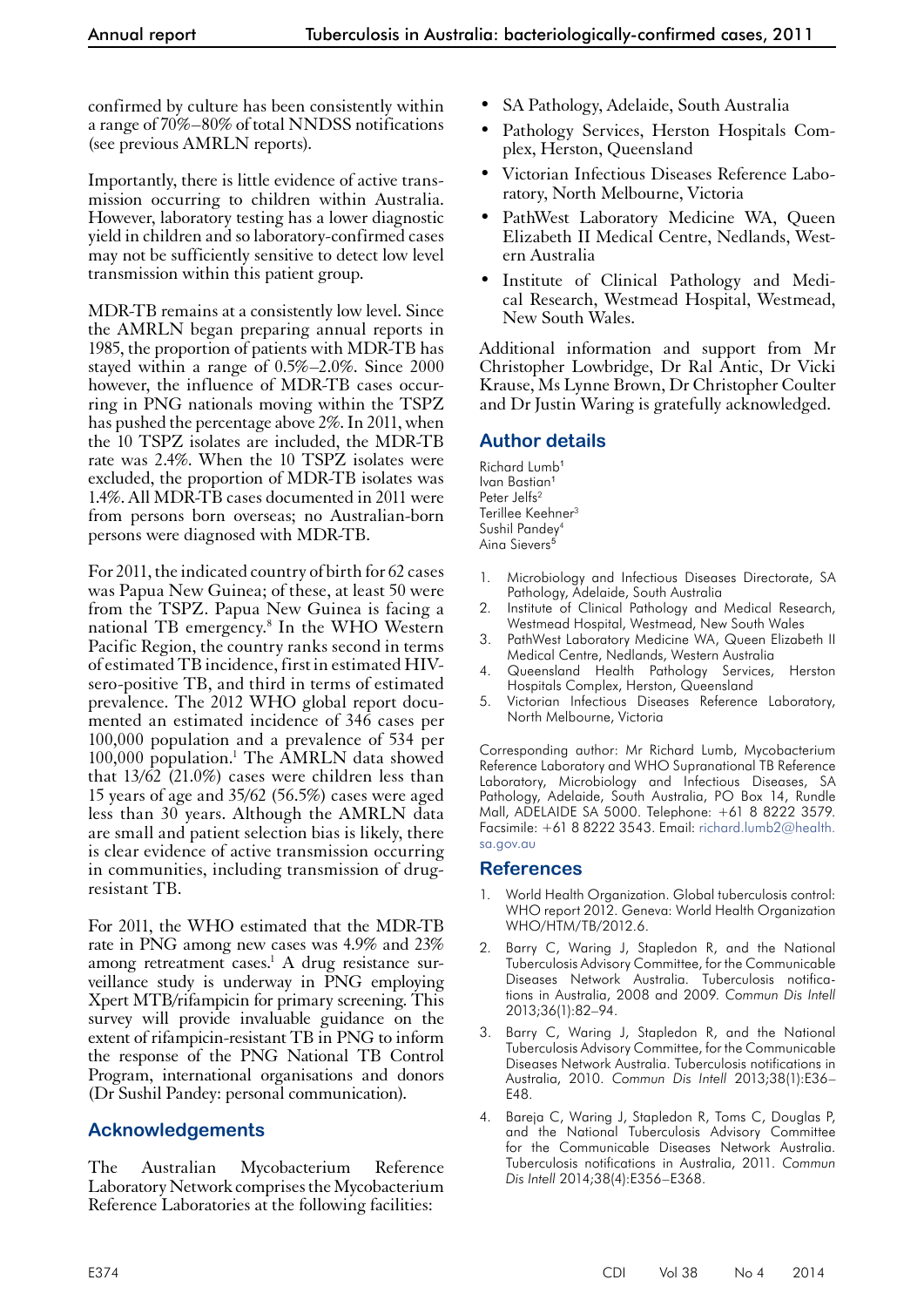confirmed by culture has been consistently within a range of 70%–80% of total NNDSS notifications (see previous AMRLN reports).

Importantly, there is little evidence of active transmission occurring to children within Australia. However, laboratory testing has a lower diagnostic yield in children and so laboratory-confirmed cases may not be sufficiently sensitive to detect low level transmission within this patient group.

MDR-TB remains at a consistently low level. Since the AMRLN began preparing annual reports in 1985, the proportion of patients with MDR-TB has stayed within a range of 0.5%–2.0%. Since 2000 however, the influence of MDR-TB cases occurring in PNG nationals moving within the TSPZ has pushed the percentage above 2%. In 2011, when the 10 TSPZ isolates are included, the MDR-TB rate was 2.4%. When the 10 TSPZ isolates were excluded, the proportion of MDR-TB isolates was 1.4%. All MDR-TB cases documented in 2011 were from persons born overseas; no Australian-born persons were diagnosed with MDR-TB.

For 2011, the indicated country of birth for 62 cases was Papua New Guinea; of these, at least 50 were from the TSPZ. Papua New Guinea is facing a national TB emergency.[8] In the WHO Western Pacific Region, the country ranks second in terms of estimated TB incidence, first in estimated HIV-sero-positive TB, and third in terms of estimated prevalence. The 2012 WHO global report documented an estimated incidence of 346 cases per 100,000 population and a prevalence of 534 per 100,000 population.[1] The AMRLN data showed that 13/62 (21.0%) cases were children less than 15 years of age and 35/62 (56.5%) cases were aged less than 30 years. Although the AMRLN data are small and patient selection bias is likely, there is clear evidence of active transmission occurring in communities, including transmission of drug-resistant TB.

For 2011, the WHO estimated that the MDR-TB rate in PNG among new cases was 4.9% and 23% among retreatment cases.[1] A drug resistance surveillance study is underway in PNG employing Xpert MTB/rifampicin for primary screening. This survey will provide invaluable guidance on the extent of rifampicin-resistant TB in PNG to inform the response of the PNG National TB Control Program, international organisations and donors (Dr Sushil Pandey: personal communication).

## Acknowledgements

The Australian Mycobacterium Reference Laboratory Network comprises the Mycobacterium Reference Laboratories at the following facilities:

- SA Pathology, Adelaide, South Australia
- Pathology Services, Herston Hospitals Complex, Herston, Queensland
- Victorian Infectious Diseases Reference Laboratory, North Melbourne, Victoria
- PathWest Laboratory Medicine WA, Queen Elizabeth II Medical Centre, Nedlands, Western Australia
- Institute of Clinical Pathology and Medical Research, Westmead Hospital, Westmead, New South Wales.

Additional information and support from Mr Christopher Lowbridge, Dr Ral Antic, Dr Vicki Krause, Ms Lynne Brown, Dr Christopher Coulter and Dr Justin Waring is gratefully acknowledged.

## Author details

Richard Lumb[1]
Ivan Bastian[1]
Peter Jelfs[2]
Terillee Keehner[3]
Sushil Pandey[4]
Aina Sievers[5]

1. Microbiology and Infectious Diseases Directorate, SA Pathology, Adelaide, South Australia
2. Institute of Clinical Pathology and Medical Research, Westmead Hospital, Westmead, New South Wales
3. PathWest Laboratory Medicine WA, Queen Elizabeth II Medical Centre, Nedlands, Western Australia
4. Queensland Health Pathology Services, Herston Hospitals Complex, Herston, Queensland
5. Victorian Infectious Diseases Reference Laboratory, North Melbourne, Victoria

Corresponding author: Mr Richard Lumb, Mycobacterium Reference Laboratory and WHO Supranational TB Reference Laboratory, Microbiology and Infectious Diseases, SA Pathology, Adelaide, South Australia, PO Box 14, Rundle Mall, ADELAIDE SA 5000. Telephone: +61 8 8222 3579. Facsimile: +61 8 8222 3543. Email: richard.lumb2@health.sa.gov.au

## References

1. World Health Organization. Global tuberculosis control: WHO report 2012. Geneva: World Health Organization WHO/HTM/TB/2012.6.
2. Barry C, Waring J, Stapledon R, and the National Tuberculosis Advisory Committee, for the Communicable Diseases Network Australia. Tuberculosis notifications in Australia, 2008 and 2009. *Commun Dis Intell* 2013;36(1):82–94.
3. Barry C, Waring J, Stapledon R, and the National Tuberculosis Advisory Committee, for the Communicable Diseases Network Australia. Tuberculosis notifications in Australia, 2010. *Commun Dis Intell* 2013;38(1):E36–E48.
4. Bareja C, Waring J, Stapledon R, Toms C, Douglas P, and the National Tuberculosis Advisory Committee for the Communicable Diseases Network Australia. Tuberculosis notifications in Australia, 2011. *Commun Dis Intell* 2014;38(4):E356–E368.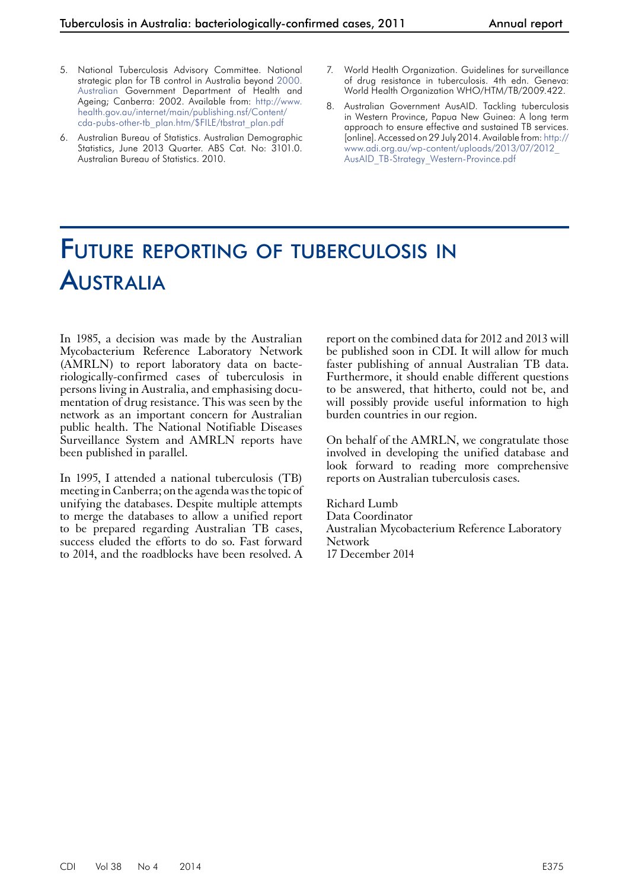5. National Tuberculosis Advisory Committee. National strategic plan for TB control in Australia beyond 2000. Australian Government Department of Health and Ageing; Canberra: 2002. Available from: http://www.health.gov.au/internet/main/publishing.nsf/Content/cda-pubs-other-tb_plan.htm/$FILE/tbstrat_plan.pdf

6. Australian Bureau of Statistics. Australian Demographic Statistics, June 2013 Quarter. ABS Cat. No: 3101.0. Australian Bureau of Statistics. 2010.

7. World Health Organization. Guidelines for surveillance of drug resistance in tuberculosis. 4th edn. Geneva: World Health Organization WHO/HTM/TB/2009.422.

8. Australian Government AusAID. Tackling tuberculosis in Western Province, Papua New Guinea: A long term approach to ensure effective and sustained TB services. [online]. Accessed on 29 July 2014. Available from: http://www.adi.org.au/wp-content/uploads/2013/07/2012_AusAID_TB-Strategy_Western-Province.pdf

# Future reporting of tuberculosis in Australia

In 1985, a decision was made by the Australian Mycobacterium Reference Laboratory Network (AMRLN) to report laboratory data on bacteriologically-confirmed cases of tuberculosis in persons living in Australia, and emphasising documentation of drug resistance. This was seen by the network as an important concern for Australian public health. The National Notifiable Diseases Surveillance System and AMRLN reports have been published in parallel.

In 1995, I attended a national tuberculosis (TB) meeting in Canberra; on the agenda was the topic of unifying the databases. Despite multiple attempts to merge the databases to allow a unified report to be prepared regarding Australian TB cases, success eluded the efforts to do so. Fast forward to 2014, and the roadblocks have been resolved. A report on the combined data for 2012 and 2013 will be published soon in CDI. It will allow for much faster publishing of annual Australian TB data. Furthermore, it should enable different questions to be answered, that hitherto, could not be, and will possibly provide useful information to high burden countries in our region.

On behalf of the AMRLN, we congratulate those involved in developing the unified database and look forward to reading more comprehensive reports on Australian tuberculosis cases.

Richard Lumb
Data Coordinator
Australian Mycobacterium Reference Laboratory Network
17 December 2014